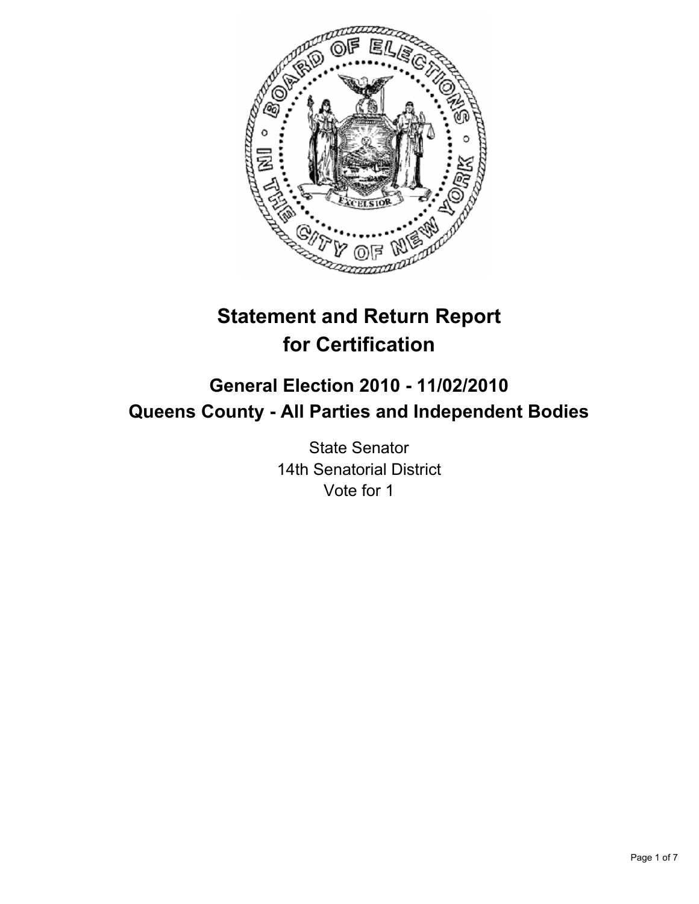# Statement and Return Report for Certification

## General Election 2010 - 11/02/2010
## Queens County - All Parties and Independent Bodies

State Senator
14th Senatorial District
Vote for 1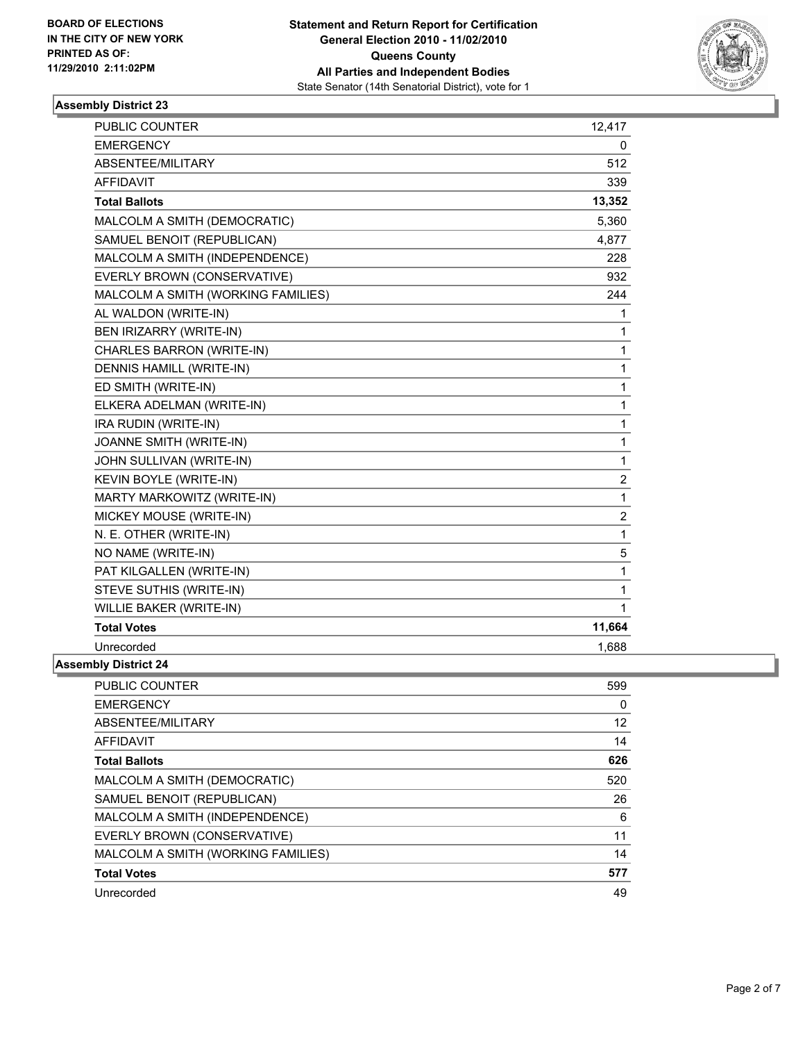**BOARD OF ELECTIONS IN THE CITY OF NEW YORK PRINTED AS OF: 11/29/2010 2:11:02PM**

**Statement and Return Report for Certification General Election 2010 - 11/02/2010 Queens County All Parties and Independent Bodies**

State Senator (14th Senatorial District), vote for 1

### Assembly District 23

| | |
|---|---|
| PUBLIC COUNTER | 12,417 |
| EMERGENCY | 0 |
| ABSENTEE/MILITARY | 512 |
| AFFIDAVIT | 339 |
| **Total Ballots** | **13,352** |
| MALCOLM A SMITH (DEMOCRATIC) | 5,360 |
| SAMUEL BENOIT (REPUBLICAN) | 4,877 |
| MALCOLM A SMITH (INDEPENDENCE) | 228 |
| EVERLY BROWN (CONSERVATIVE) | 932 |
| MALCOLM A SMITH (WORKING FAMILIES) | 244 |
| AL WALDON (WRITE-IN) | 1 |
| BEN IRIZARRY (WRITE-IN) | 1 |
| CHARLES BARRON (WRITE-IN) | 1 |
| DENNIS HAMILL (WRITE-IN) | 1 |
| ED SMITH (WRITE-IN) | 1 |
| ELKERA ADELMAN (WRITE-IN) | 1 |
| IRA RUDIN (WRITE-IN) | 1 |
| JOANNE SMITH (WRITE-IN) | 1 |
| JOHN SULLIVAN (WRITE-IN) | 1 |
| KEVIN BOYLE (WRITE-IN) | 2 |
| MARTY MARKOWITZ (WRITE-IN) | 1 |
| MICKEY MOUSE (WRITE-IN) | 2 |
| N. E. OTHER (WRITE-IN) | 1 |
| NO NAME (WRITE-IN) | 5 |
| PAT KILGALLEN (WRITE-IN) | 1 |
| STEVE SUTHIS (WRITE-IN) | 1 |
| WILLIE BAKER (WRITE-IN) | 1 |
| **Total Votes** | **11,664** |
| Unrecorded | 1,688 |

### Assembly District 24

| | |
|---|---|
| PUBLIC COUNTER | 599 |
| EMERGENCY | 0 |
| ABSENTEE/MILITARY | 12 |
| AFFIDAVIT | 14 |
| **Total Ballots** | **626** |
| MALCOLM A SMITH (DEMOCRATIC) | 520 |
| SAMUEL BENOIT (REPUBLICAN) | 26 |
| MALCOLM A SMITH (INDEPENDENCE) | 6 |
| EVERLY BROWN (CONSERVATIVE) | 11 |
| MALCOLM A SMITH (WORKING FAMILIES) | 14 |
| **Total Votes** | **577** |
| Unrecorded | 49 |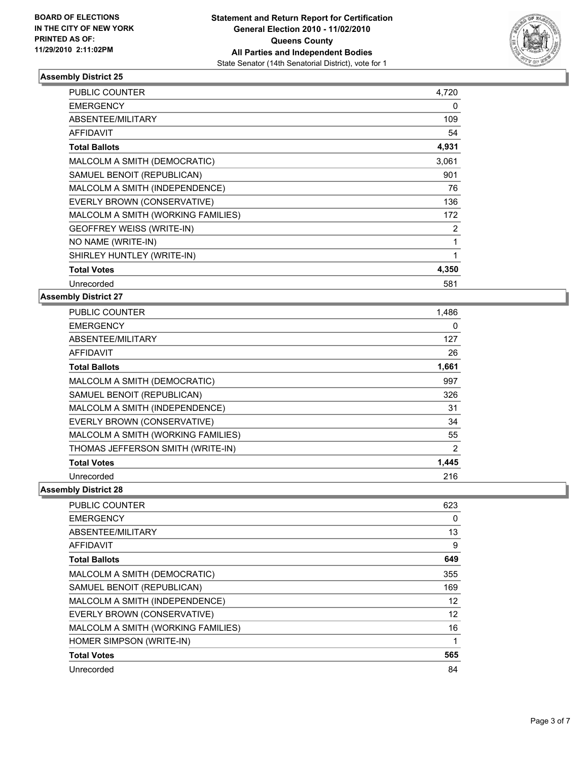**BOARD OF ELECTIONS IN THE CITY OF NEW YORK PRINTED AS OF: 11/29/2010 2:11:02PM**

**Statement and Return Report for Certification General Election 2010 - 11/02/2010 Queens County All Parties and Independent Bodies**

State Senator (14th Senatorial District), vote for 1

### Assembly District 25

| | |
|---|---|
| PUBLIC COUNTER | 4,720 |
| EMERGENCY | 0 |
| ABSENTEE/MILITARY | 109 |
| AFFIDAVIT | 54 |
| **Total Ballots** | **4,931** |
| MALCOLM A SMITH (DEMOCRATIC) | 3,061 |
| SAMUEL BENOIT (REPUBLICAN) | 901 |
| MALCOLM A SMITH (INDEPENDENCE) | 76 |
| EVERLY BROWN (CONSERVATIVE) | 136 |
| MALCOLM A SMITH (WORKING FAMILIES) | 172 |
| GEOFFREY WEISS (WRITE-IN) | 2 |
| NO NAME (WRITE-IN) | 1 |
| SHIRLEY HUNTLEY (WRITE-IN) | 1 |
| **Total Votes** | **4,350** |
| Unrecorded | 581 |

### Assembly District 27

| | |
|---|---|
| PUBLIC COUNTER | 1,486 |
| EMERGENCY | 0 |
| ABSENTEE/MILITARY | 127 |
| AFFIDAVIT | 26 |
| **Total Ballots** | **1,661** |
| MALCOLM A SMITH (DEMOCRATIC) | 997 |
| SAMUEL BENOIT (REPUBLICAN) | 326 |
| MALCOLM A SMITH (INDEPENDENCE) | 31 |
| EVERLY BROWN (CONSERVATIVE) | 34 |
| MALCOLM A SMITH (WORKING FAMILIES) | 55 |
| THOMAS JEFFERSON SMITH (WRITE-IN) | 2 |
| **Total Votes** | **1,445** |
| Unrecorded | 216 |

### Assembly District 28

| | |
|---|---|
| PUBLIC COUNTER | 623 |
| EMERGENCY | 0 |
| ABSENTEE/MILITARY | 13 |
| AFFIDAVIT | 9 |
| **Total Ballots** | **649** |
| MALCOLM A SMITH (DEMOCRATIC) | 355 |
| SAMUEL BENOIT (REPUBLICAN) | 169 |
| MALCOLM A SMITH (INDEPENDENCE) | 12 |
| EVERLY BROWN (CONSERVATIVE) | 12 |
| MALCOLM A SMITH (WORKING FAMILIES) | 16 |
| HOMER SIMPSON (WRITE-IN) | 1 |
| **Total Votes** | **565** |
| Unrecorded | 84 |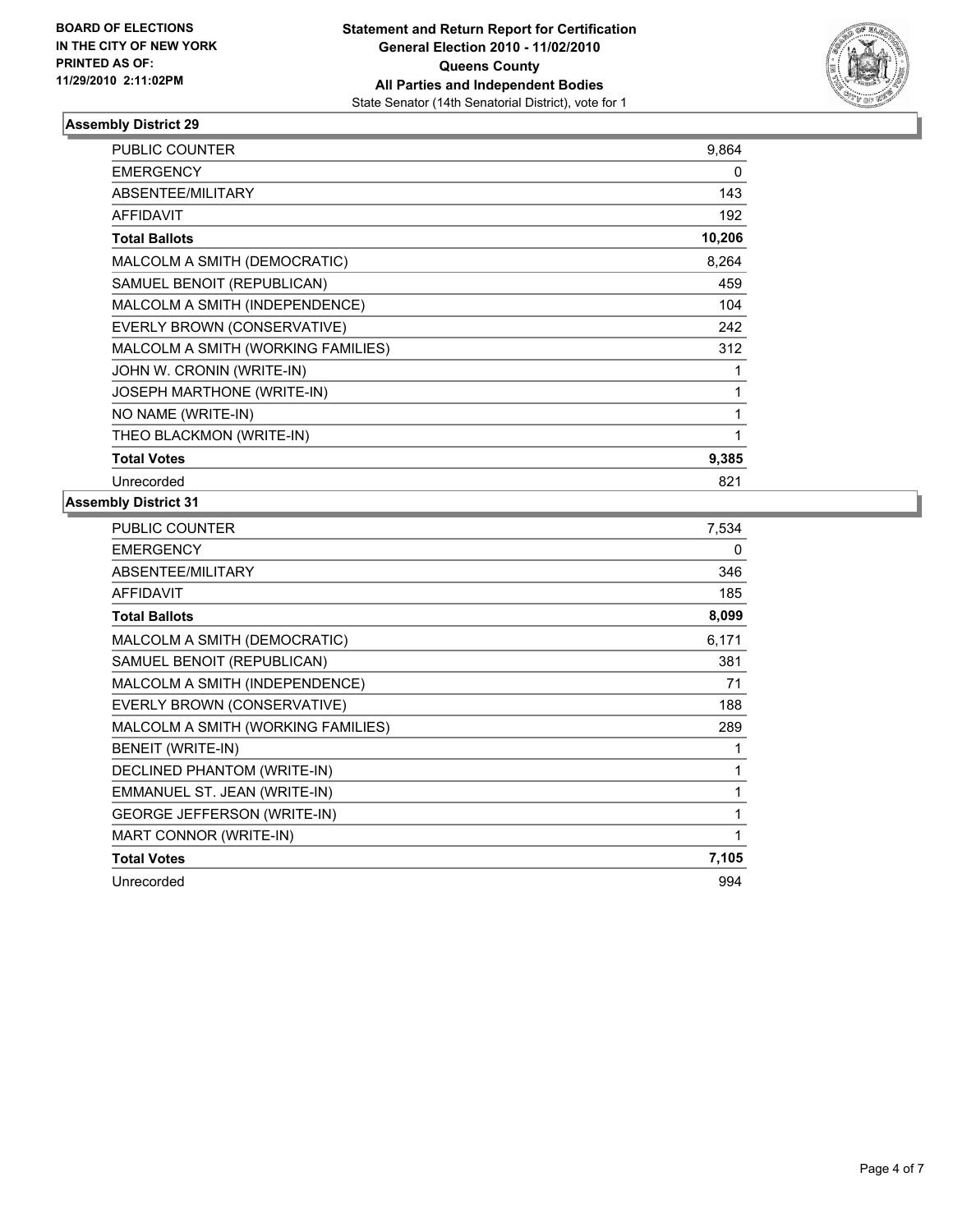**BOARD OF ELECTIONS IN THE CITY OF NEW YORK PRINTED AS OF: 11/29/2010 2:11:02PM**

**Statement and Return Report for Certification General Election 2010 - 11/02/2010 Queens County All Parties and Independent Bodies**

State Senator (14th Senatorial District), vote for 1

## Assembly District 29

| | |
|---|---|
| PUBLIC COUNTER | 9,864 |
| EMERGENCY | 0 |
| ABSENTEE/MILITARY | 143 |
| AFFIDAVIT | 192 |
| **Total Ballots** | **10,206** |
| MALCOLM A SMITH (DEMOCRATIC) | 8,264 |
| SAMUEL BENOIT (REPUBLICAN) | 459 |
| MALCOLM A SMITH (INDEPENDENCE) | 104 |
| EVERLY BROWN (CONSERVATIVE) | 242 |
| MALCOLM A SMITH (WORKING FAMILIES) | 312 |
| JOHN W. CRONIN (WRITE-IN) | 1 |
| JOSEPH MARTHONE (WRITE-IN) | 1 |
| NO NAME (WRITE-IN) | 1 |
| THEO BLACKMON (WRITE-IN) | 1 |
| **Total Votes** | **9,385** |
| Unrecorded | 821 |

## Assembly District 31

| | |
|---|---|
| PUBLIC COUNTER | 7,534 |
| EMERGENCY | 0 |
| ABSENTEE/MILITARY | 346 |
| AFFIDAVIT | 185 |
| **Total Ballots** | **8,099** |
| MALCOLM A SMITH (DEMOCRATIC) | 6,171 |
| SAMUEL BENOIT (REPUBLICAN) | 381 |
| MALCOLM A SMITH (INDEPENDENCE) | 71 |
| EVERLY BROWN (CONSERVATIVE) | 188 |
| MALCOLM A SMITH (WORKING FAMILIES) | 289 |
| BENEIT (WRITE-IN) | 1 |
| DECLINED PHANTOM (WRITE-IN) | 1 |
| EMMANUEL ST. JEAN (WRITE-IN) | 1 |
| GEORGE JEFFERSON (WRITE-IN) | 1 |
| MART CONNOR (WRITE-IN) | 1 |
| **Total Votes** | **7,105** |
| Unrecorded | 994 |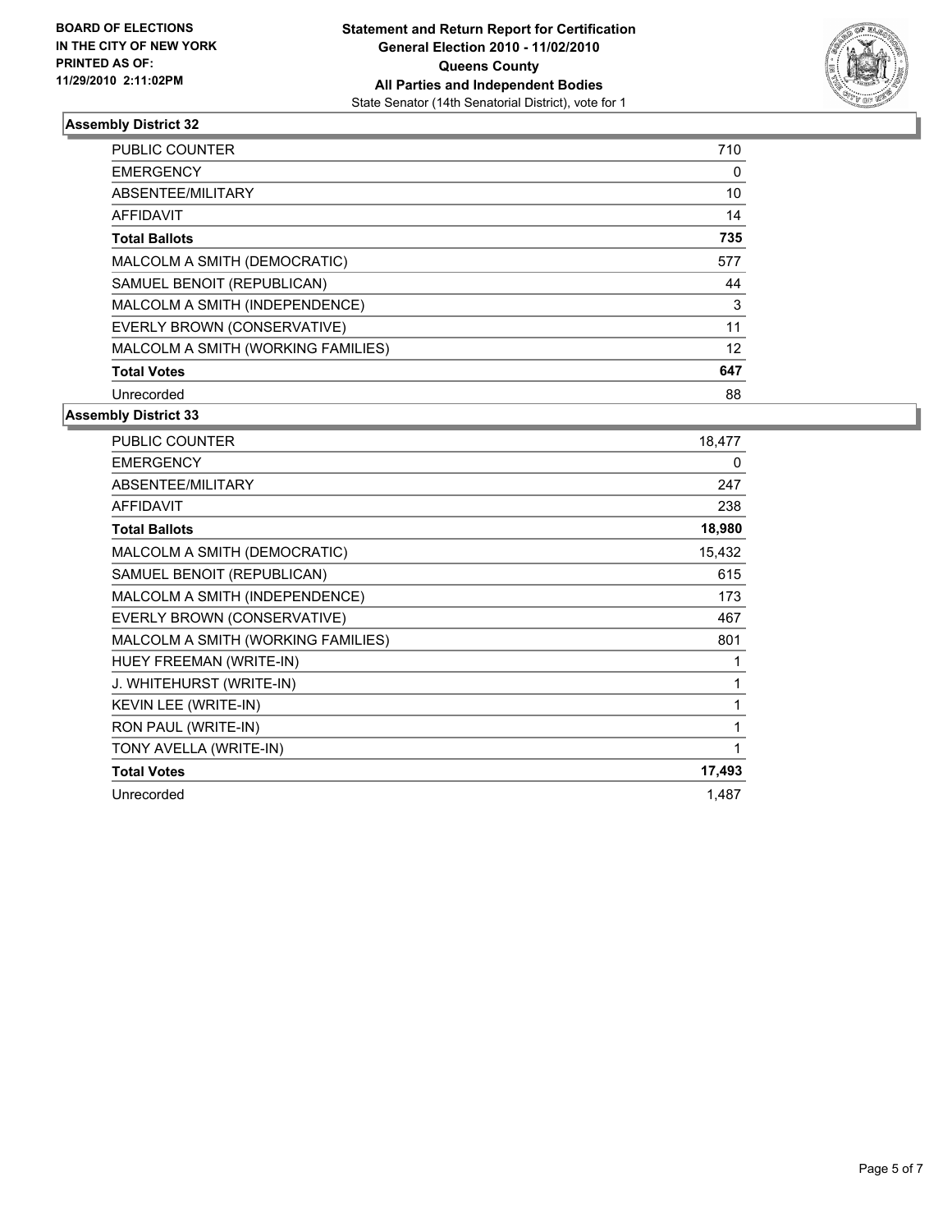**BOARD OF ELECTIONS IN THE CITY OF NEW YORK PRINTED AS OF: 11/29/2010 2:11:02PM**

# Statement and Return Report for Certification
## General Election 2010 - 11/02/2010
## Queens County
## All Parties and Independent Bodies
State Senator (14th Senatorial District), vote for 1

### Assembly District 32

| | |
|---|---|
| PUBLIC COUNTER | 710 |
| EMERGENCY | 0 |
| ABSENTEE/MILITARY | 10 |
| AFFIDAVIT | 14 |
| **Total Ballots** | **735** |
| MALCOLM A SMITH (DEMOCRATIC) | 577 |
| SAMUEL BENOIT (REPUBLICAN) | 44 |
| MALCOLM A SMITH (INDEPENDENCE) | 3 |
| EVERLY BROWN (CONSERVATIVE) | 11 |
| MALCOLM A SMITH (WORKING FAMILIES) | 12 |
| **Total Votes** | **647** |
| Unrecorded | 88 |

### Assembly District 33

| | |
|---|---|
| PUBLIC COUNTER | 18,477 |
| EMERGENCY | 0 |
| ABSENTEE/MILITARY | 247 |
| AFFIDAVIT | 238 |
| **Total Ballots** | **18,980** |
| MALCOLM A SMITH (DEMOCRATIC) | 15,432 |
| SAMUEL BENOIT (REPUBLICAN) | 615 |
| MALCOLM A SMITH (INDEPENDENCE) | 173 |
| EVERLY BROWN (CONSERVATIVE) | 467 |
| MALCOLM A SMITH (WORKING FAMILIES) | 801 |
| HUEY FREEMAN (WRITE-IN) | 1 |
| J. WHITEHURST (WRITE-IN) | 1 |
| KEVIN LEE (WRITE-IN) | 1 |
| RON PAUL (WRITE-IN) | 1 |
| TONY AVELLA (WRITE-IN) | 1 |
| **Total Votes** | **17,493** |
| Unrecorded | 1,487 |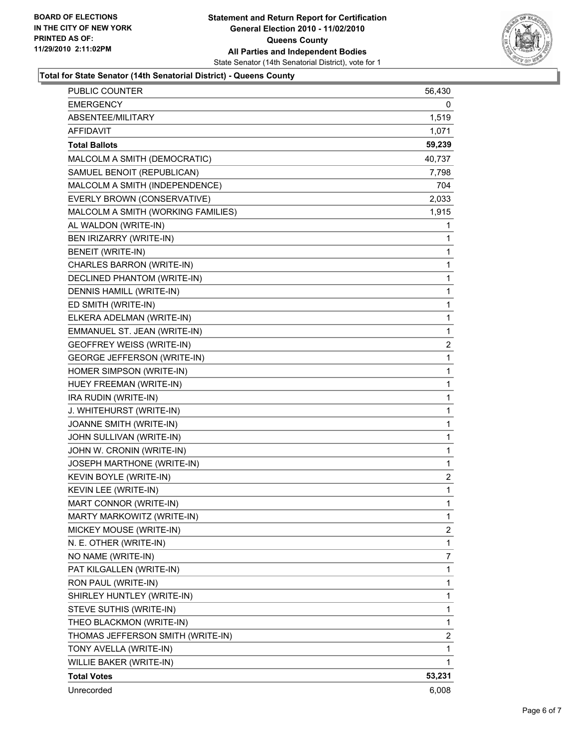**BOARD OF ELECTIONS IN THE CITY OF NEW YORK PRINTED AS OF: 11/29/2010 2:11:02PM**

**Statement and Return Report for Certification General Election 2010 - 11/02/2010 Queens County All Parties and Independent Bodies**

State Senator (14th Senatorial District), vote for 1

### Total for State Senator (14th Senatorial District) - Queens County

| | |
|---|---|
| PUBLIC COUNTER | 56,430 |
| EMERGENCY | 0 |
| ABSENTEE/MILITARY | 1,519 |
| AFFIDAVIT | 1,071 |
| **Total Ballots** | **59,239** |
| MALCOLM A SMITH (DEMOCRATIC) | 40,737 |
| SAMUEL BENOIT (REPUBLICAN) | 7,798 |
| MALCOLM A SMITH (INDEPENDENCE) | 704 |
| EVERLY BROWN (CONSERVATIVE) | 2,033 |
| MALCOLM A SMITH (WORKING FAMILIES) | 1,915 |
| AL WALDON (WRITE-IN) | 1 |
| BEN IRIZARRY (WRITE-IN) | 1 |
| BENEIT (WRITE-IN) | 1 |
| CHARLES BARRON (WRITE-IN) | 1 |
| DECLINED PHANTOM (WRITE-IN) | 1 |
| DENNIS HAMILL (WRITE-IN) | 1 |
| ED SMITH (WRITE-IN) | 1 |
| ELKERA ADELMAN (WRITE-IN) | 1 |
| EMMANUEL ST. JEAN (WRITE-IN) | 1 |
| GEOFFREY WEISS (WRITE-IN) | 2 |
| GEORGE JEFFERSON (WRITE-IN) | 1 |
| HOMER SIMPSON (WRITE-IN) | 1 |
| HUEY FREEMAN (WRITE-IN) | 1 |
| IRA RUDIN (WRITE-IN) | 1 |
| J. WHITEHURST (WRITE-IN) | 1 |
| JOANNE SMITH (WRITE-IN) | 1 |
| JOHN SULLIVAN (WRITE-IN) | 1 |
| JOHN W. CRONIN (WRITE-IN) | 1 |
| JOSEPH MARTHONE (WRITE-IN) | 1 |
| KEVIN BOYLE (WRITE-IN) | 2 |
| KEVIN LEE (WRITE-IN) | 1 |
| MART CONNOR (WRITE-IN) | 1 |
| MARTY MARKOWITZ (WRITE-IN) | 1 |
| MICKEY MOUSE (WRITE-IN) | 2 |
| N. E. OTHER (WRITE-IN) | 1 |
| NO NAME (WRITE-IN) | 7 |
| PAT KILGALLEN (WRITE-IN) | 1 |
| RON PAUL (WRITE-IN) | 1 |
| SHIRLEY HUNTLEY (WRITE-IN) | 1 |
| STEVE SUTHIS (WRITE-IN) | 1 |
| THEO BLACKMON (WRITE-IN) | 1 |
| THOMAS JEFFERSON SMITH (WRITE-IN) | 2 |
| TONY AVELLA (WRITE-IN) | 1 |
| WILLIE BAKER (WRITE-IN) | 1 |
| **Total Votes** | **53,231** |
| Unrecorded | 6,008 |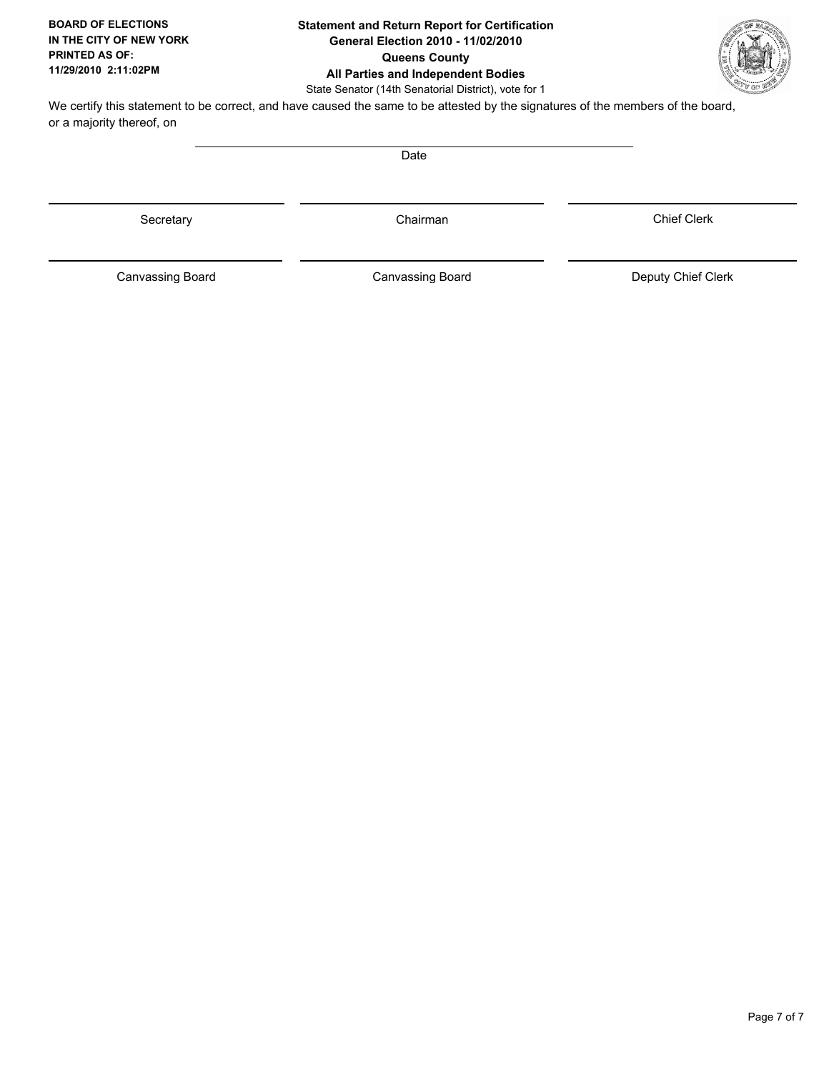We certify this statement to be correct, and have caused the same to be attested by the signatures of the members of the board, or a majority thereof, on

Date

| | | |
|---|---|---|
| Secretary | Chairman | Chief Clerk |
| Canvassing Board | Canvassing Board | Deputy Chief Clerk |